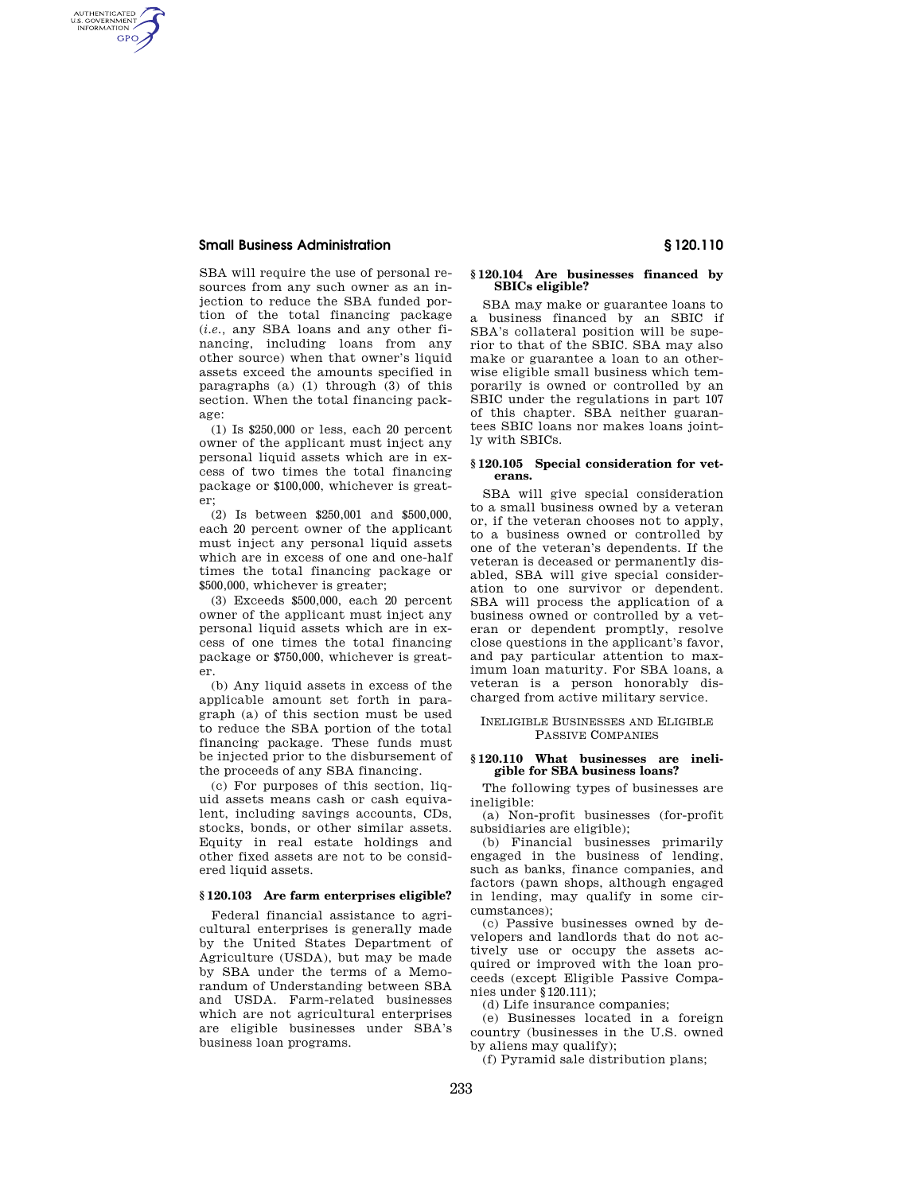SBA will require the use of personal resources from any such owner as an injection to reduce the SBA funded portion of the total financing package (*i.e.*, any SBA loans and any other financing, including loans from any other source) when that owner's liquid assets exceed the amounts specified in paragraphs (a) (1) through (3) of this section. When the total financing package:

(1) Is $250,000 or less, each 20 percent owner of the applicant must inject any personal liquid assets which are in excess of two times the total financing package or $100,000, whichever is greater;

(2) Is between $250,001 and $500,000, each 20 percent owner of the applicant must inject any personal liquid assets which are in excess of one and one-half times the total financing package or $500,000, whichever is greater;

(3) Exceeds $500,000, each 20 percent owner of the applicant must inject any personal liquid assets which are in excess of one times the total financing package or $750,000, whichever is greater.

(b) Any liquid assets in excess of the applicable amount set forth in paragraph (a) of this section must be used to reduce the SBA portion of the total financing package. These funds must be injected prior to the disbursement of the proceeds of any SBA financing.

(c) For purposes of this section, liquid assets means cash or cash equivalent, including savings accounts, CDs, stocks, bonds, or other similar assets. Equity in real estate holdings and other fixed assets are not to be considered liquid assets.

### § 120.103 Are farm enterprises eligible?

Federal financial assistance to agricultural enterprises is generally made by the United States Department of Agriculture (USDA), but may be made by SBA under the terms of a Memorandum of Understanding between SBA and USDA. Farm-related businesses which are not agricultural enterprises are eligible businesses under SBA's business loan programs.

### § 120.104 Are businesses financed by SBICs eligible?

SBA may make or guarantee loans to a business financed by an SBIC if SBA's collateral position will be superior to that of the SBIC. SBA may also make or guarantee a loan to an otherwise eligible small business which temporarily is owned or controlled by an SBIC under the regulations in part 107 of this chapter. SBA neither guarantees SBIC loans nor makes loans jointly with SBICs.

### § 120.105 Special consideration for veterans.

SBA will give special consideration to a small business owned by a veteran or, if the veteran chooses not to apply, to a business owned or controlled by one of the veteran's dependents. If the veteran is deceased or permanently disabled, SBA will give special consideration to one survivor or dependent. SBA will process the application of a business owned or controlled by a veteran or dependent promptly, resolve close questions in the applicant's favor, and pay particular attention to maximum loan maturity. For SBA loans, a veteran is a person honorably discharged from active military service.

## Ineligible Businesses and Eligible Passive Companies

### § 120.110 What businesses are ineligible for SBA business loans?

The following types of businesses are ineligible:

(a) Non-profit businesses (for-profit subsidiaries are eligible);

(b) Financial businesses primarily engaged in the business of lending, such as banks, finance companies, and factors (pawn shops, although engaged in lending, may qualify in some circumstances);

(c) Passive businesses owned by developers and landlords that do not actively use or occupy the assets acquired or improved with the loan proceeds (except Eligible Passive Companies under § 120.111);

(d) Life insurance companies;

(e) Businesses located in a foreign country (businesses in the U.S. owned by aliens may qualify);

(f) Pyramid sale distribution plans;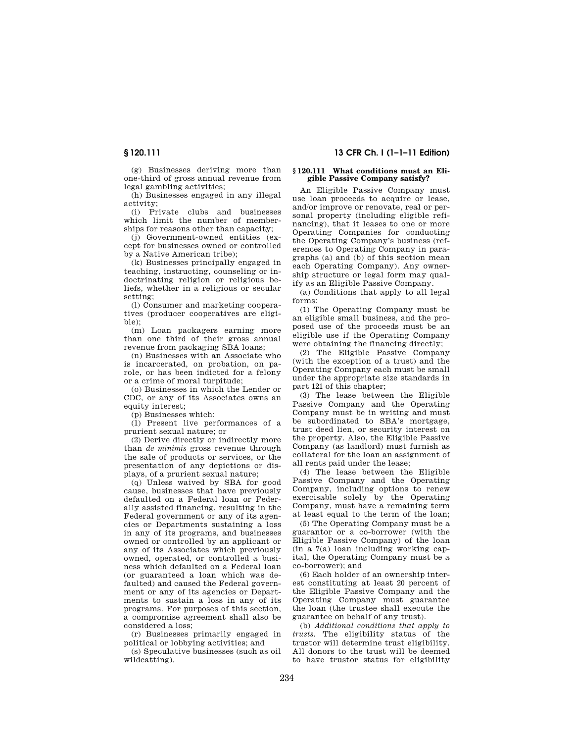(g) Businesses deriving more than one-third of gross annual revenue from legal gambling activities;

(h) Businesses engaged in any illegal activity;

(i) Private clubs and businesses which limit the number of memberships for reasons other than capacity;

(j) Government-owned entities (except for businesses owned or controlled by a Native American tribe);

(k) Businesses principally engaged in teaching, instructing, counseling or indoctrinating religion or religious beliefs, whether in a religious or secular setting;

(l) Consumer and marketing cooperatives (producer cooperatives are eligible);

(m) Loan packagers earning more than one third of their gross annual revenue from packaging SBA loans;

(n) Businesses with an Associate who is incarcerated, on probation, on parole, or has been indicted for a felony or a crime of moral turpitude;

(o) Businesses in which the Lender or CDC, or any of its Associates owns an equity interest;

(p) Businesses which:

(1) Present live performances of a prurient sexual nature; or

(2) Derive directly or indirectly more than *de minimis* gross revenue through the sale of products or services, or the presentation of any depictions or displays, of a prurient sexual nature;

(q) Unless waived by SBA for good cause, businesses that have previously defaulted on a Federal loan or Federally assisted financing, resulting in the Federal government or any of its agencies or Departments sustaining a loss in any of its programs, and businesses owned or controlled by an applicant or any of its Associates which previously owned, operated, or controlled a business which defaulted on a Federal loan (or guaranteed a loan which was defaulted) and caused the Federal government or any of its agencies or Departments to sustain a loss in any of its programs. For purposes of this section, a compromise agreement shall also be considered a loss;

(r) Businesses primarily engaged in political or lobbying activities; and

(s) Speculative businesses (such as oil wildcatting).

### § 120.111 What conditions must an Eligible Passive Company satisfy?

An Eligible Passive Company must use loan proceeds to acquire or lease, and/or improve or renovate, real or personal property (including eligible refinancing), that it leases to one or more Operating Companies for conducting the Operating Company's business (references to Operating Company in paragraphs (a) and (b) of this section mean each Operating Company). Any ownership structure or legal form may qualify as an Eligible Passive Company.

(a) Conditions that apply to all legal forms:

(1) The Operating Company must be an eligible small business, and the proposed use of the proceeds must be an eligible use if the Operating Company were obtaining the financing directly;

(2) The Eligible Passive Company (with the exception of a trust) and the Operating Company each must be small under the appropriate size standards in part 121 of this chapter;

(3) The lease between the Eligible Passive Company and the Operating Company must be in writing and must be subordinated to SBA's mortgage, trust deed lien, or security interest on the property. Also, the Eligible Passive Company (as landlord) must furnish as collateral for the loan an assignment of all rents paid under the lease;

(4) The lease between the Eligible Passive Company and the Operating Company, including options to renew exercisable solely by the Operating Company, must have a remaining term at least equal to the term of the loan;

(5) The Operating Company must be a guarantor or a co-borrower (with the Eligible Passive Company) of the loan (in a 7(a) loan including working capital, the Operating Company must be a co-borrower); and

(6) Each holder of an ownership interest constituting at least 20 percent of the Eligible Passive Company and the Operating Company must guarantee the loan (the trustee shall execute the guarantee on behalf of any trust).

(b) *Additional conditions that apply to trusts.* The eligibility status of the trustor will determine trust eligibility. All donors to the trust will be deemed to have trustor status for eligibility